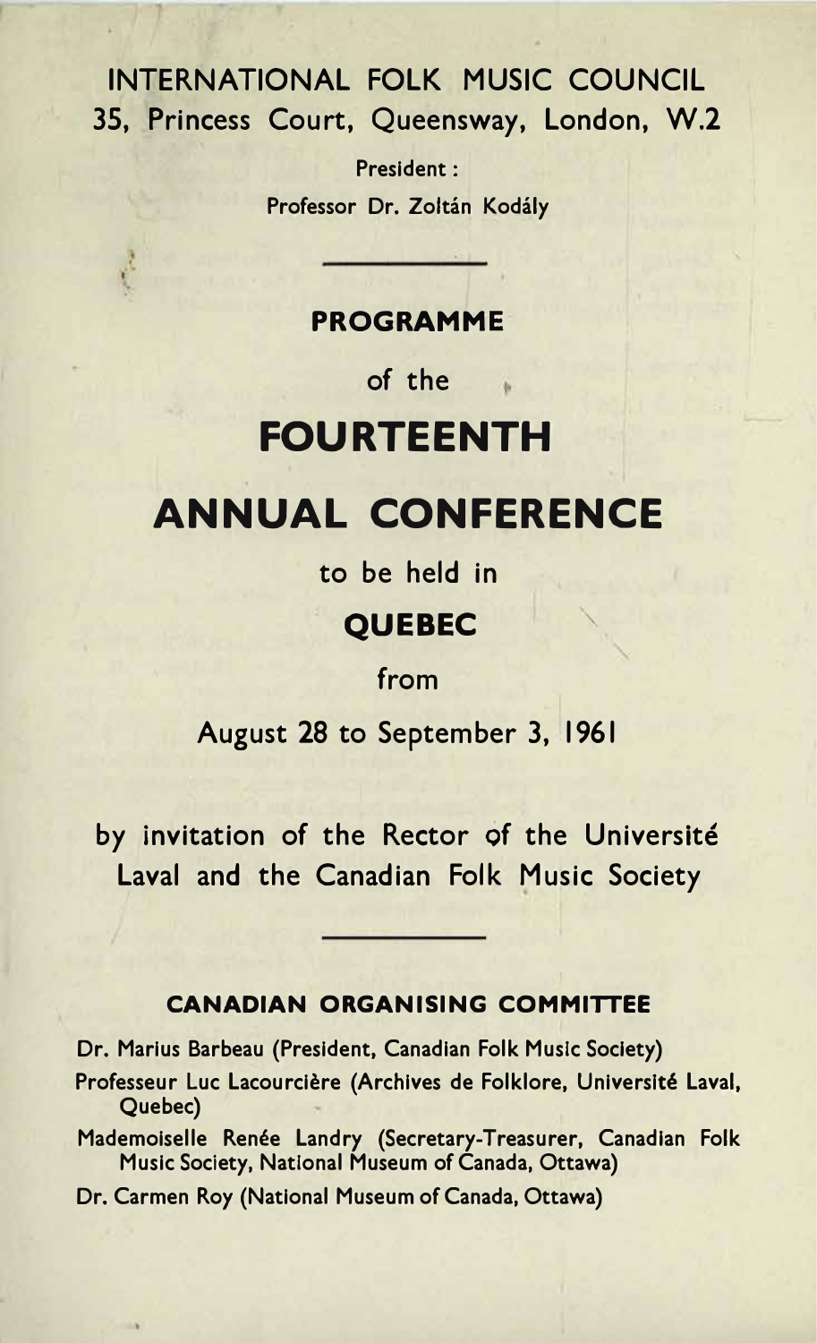# INTERNATIONAL FOLK MUSIC COUNCIL

35, Princess Court, Queensway, London, W.2

President :

Professor Dr. Zoltán Kodály

---

**PROGRAMME**

of the

# FOURTEENTH

# ANNUAL CONFERENCE

to be held in

## QUEBEC

from

August 28 to September 3, 1961

by invitation of the Rector of the Université Laval and the Canadian Folk Music Society

---

### CANADIAN ORGANISING COMMITTEE

Dr. Marius Barbeau (President, Canadian Folk Music Society)

Professeur Luc Lacourcière (Archives de Folklore, Université Laval, Quebec)

Mademoiselle Renée Landry (Secretary-Treasurer, Canadian Folk Music Society, National Museum of Canada, Ottawa)

Dr. Carmen Roy (National Museum of Canada, Ottawa)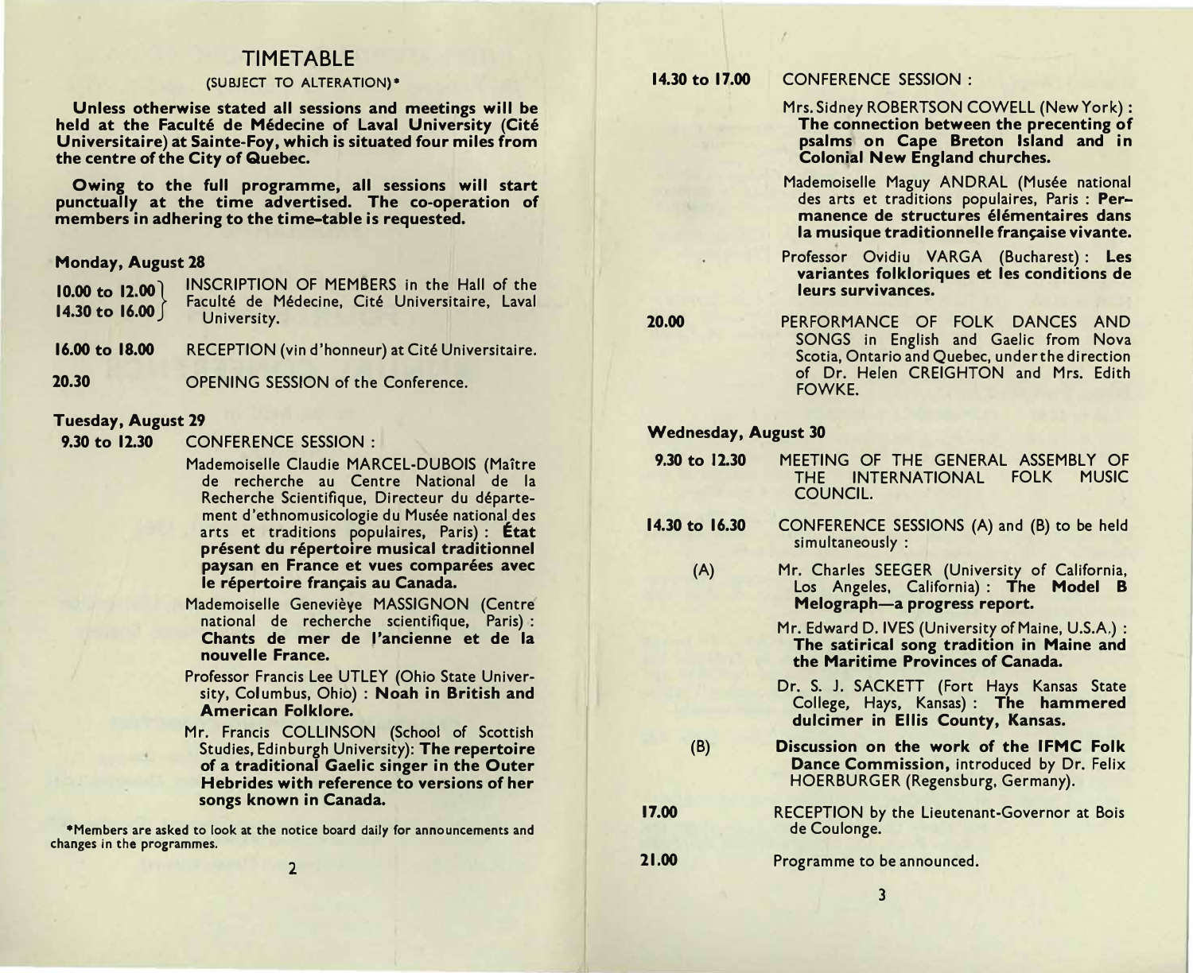## TIMETABLE

(SUBJECT TO ALTERATION)*

**Unless otherwise stated all sessions and meetings will be held at the Faculté de Médecine of Laval University (Cité Universitaire) at Sainte-Foy, which is situated four miles from the centre of the City of Quebec.**

**Owing to the full programme, all sessions will start punctually at the time advertised. The co-operation of members in adhering to the time-table is requested.**

### Monday, August 28

**10.00 to 12.00**
**14.30 to 16.00** — INSCRIPTION OF MEMBERS in the Hall of the Faculté de Médecine, Cité Universitaire, Laval University.

**16.00 to 18.00** — RECEPTION (vin d'honneur) at Cité Universitaire.

**20.30** — OPENING SESSION of the Conference.

### Tuesday, August 29

**9.30 to 12.30** — CONFERENCE SESSION :

- Mademoiselle Claudie MARCEL-DUBOIS (Maître de recherche au Centre National de la Recherche Scientifique, Directeur du département d'ethnomusicologie du Musée national des arts et traditions populaires, Paris) : **État présent du répertoire musical traditionnel paysan en France et vues comparées avec le répertoire français au Canada.**
- Mademoiselle Geneviève MASSIGNON (Centre national de recherche scientifique, Paris) : **Chants de mer de l'ancienne et de la nouvelle France.**
- Professor Francis Lee UTLEY (Ohio State University, Columbus, Ohio) : **Noah in British and American Folklore.**
- Mr. Francis COLLINSON (School of Scottish Studies, Edinburgh University): **The repertoire of a traditional Gaelic singer in the Outer Hebrides with reference to versions of her songs known in Canada.**

**14.30 to 17.00** — CONFERENCE SESSION :

- Mrs. Sidney ROBERTSON COWELL (New York) : **The connection between the precenting of psalms on Cape Breton Island and in Colonial New England churches.**
- Mademoiselle Maguy ANDRAL (Musée national des arts et traditions populaires, Paris : **Permanence de structures élémentaires dans la musique traditionnelle française vivante.**
- Professor Ovidiu VARGA (Bucharest) : **Les variantes folkloriques et les conditions de leurs survivances.**

**20.00** — PERFORMANCE OF FOLK DANCES AND SONGS in English and Gaelic from Nova Scotia, Ontario and Quebec, under the direction of Dr. Helen CREIGHTON and Mrs. Edith FOWKE.

### Wednesday, August 30

**9.30 to 12.30** — MEETING OF THE GENERAL ASSEMBLY OF THE INTERNATIONAL FOLK MUSIC COUNCIL.

**14.30 to 16.30** — CONFERENCE SESSIONS (A) and (B) to be held simultaneously :

(A)

- Mr. Charles SEEGER (University of California, Los Angeles, California) : **The Model B Melograph—a progress report.**
- Mr. Edward D. IVES (University of Maine, U.S.A.) : **The satirical song tradition in Maine and the Maritime Provinces of Canada.**
- Dr. S. J. SACKETT (Fort Hays Kansas State College, Hays, Kansas) : **The hammered dulcimer in Ellis County, Kansas.**

(B)

- **Discussion on the work of the IFMC Folk Dance Commission,** introduced by Dr. Felix HOERBURGER (Regensburg, Germany).

**17.00** — RECEPTION by the Lieutenant-Governor at Bois de Coulonge.

**21.00** — Programme to be announced.

*Members are asked to look at the notice board daily for announcements and changes in the programmes.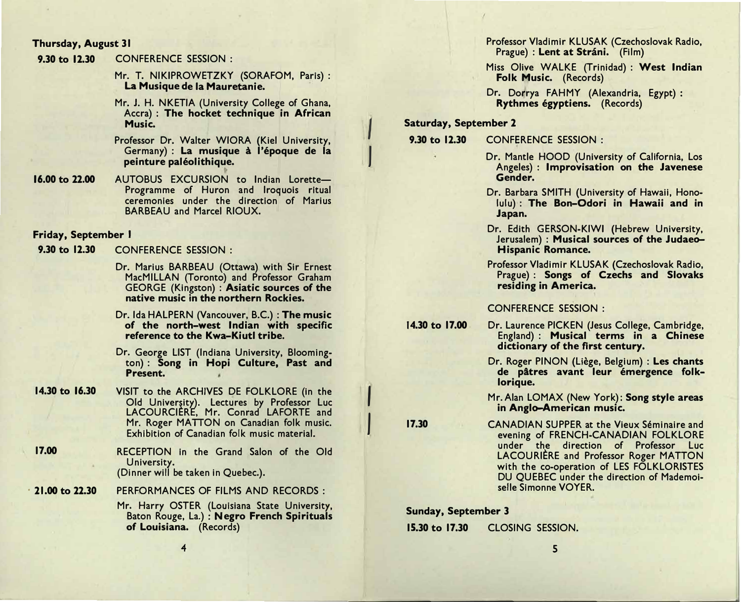**Thursday, August 31**

**9.30 to 12.30** CONFERENCE SESSION :

Mr. T. NIKIPROWETZKY (SORAFOM, Paris) : **La Musique de la Mauretanie.**

Mr. J. H. NKETIA (University College of Ghana, Accra) : **The hocket technique in African Music.**

Professor Dr. Walter WIORA (Kiel University, Germany) : **La musique à l'époque de la peinture paléolithique.**

**16.00 to 22.00** AUTOBUS EXCURSION to Indian Lorette—Programme of Huron and Iroquois ritual ceremonies under the direction of Marius BARBEAU and Marcel RIOUX.

**Friday, September 1**

**9.30 to 12.30** CONFERENCE SESSION :

Dr. Marius BARBEAU (Ottawa) with Sir Ernest MacMILLAN (Toronto) and Professor Graham GEORGE (Kingston) : **Asiatic sources of the native music in the northern Rockies.**

Dr. Ida HALPERN (Vancouver, B.C.) : **The music of the north-west Indian with specific reference to the Kwa-Kiutl tribe.**

Dr. George LIST (Indiana University, Bloomington) : **Song in Hopi Culture, Past and Present.**

**14.30 to 16.30** VISIT to the ARCHIVES DE FOLKLORE (in the Old University). Lectures by Professor Luc LACOURCIÈRE, Mr. Conrad LAFORTE and Mr. Roger MATTON on Canadian folk music. Exhibition of Canadian folk music material.

**17.00** RECEPTION in the Grand Salon of the Old University.
(Dinner will be taken in Quebec.).

**21.00 to 22.30** PERFORMANCES OF FILMS AND RECORDS :

Mr. Harry OSTER (Louisiana State University, Baton Rouge, La.) : **Negro French Spirituals of Louisiana.** (Records)

Professor Vladimir KLUSAK (Czechoslovak Radio, Prague) : **Lent at Stráni.** (Film)

Miss Olive WALKE (Trinidad) : **West Indian Folk Music.** (Records)

Dr. Dorrya FAHMY (Alexandria, Egypt) : **Rythmes égyptiens.** (Records)

**Saturday, September 2**

**9.30 to 12.30** CONFERENCE SESSION :

Dr. Mantle HOOD (University of California, Los Angeles) : **Improvisation on the Javenese Gender.**

Dr. Barbara SMITH (University of Hawaii, Honolulu) : **The Bon-Odori in Hawaii and in Japan.**

Dr. Edith GERSON-KIWI (Hebrew University, Jerusalem) : **Musical sources of the Judaeo-Hispanic Romance.**

Professor Vladimir KLUSAK (Czechoslovak Radio, Prague) : **Songs of Czechs and Slovaks residing in America.**

CONFERENCE SESSION :

**14.30 to 17.00** Dr. Laurence PICKEN (Jesus College, Cambridge, England) : **Musical terms in a Chinese dictionary of the first century.**

Dr. Roger PINON (Liège, Belgium) : **Les chants de pâtres avant leur émergence folklorique.**

Mr. Alan LOMAX (New York): **Song style areas in Anglo-American music.**

**17.30** CANADIAN SUPPER at the Vieux Séminaire and evening of FRENCH-CANADIAN FOLKLORE under the direction of Professor Luc LACOURIÈRE and Professor Roger MATTON with the co-operation of LES FOLKLORISTES DU QUEBEC under the direction of Mademoiselle Simonne VOYER.

**Sunday, September 3**

**15.30 to 17.30** CLOSING SESSION.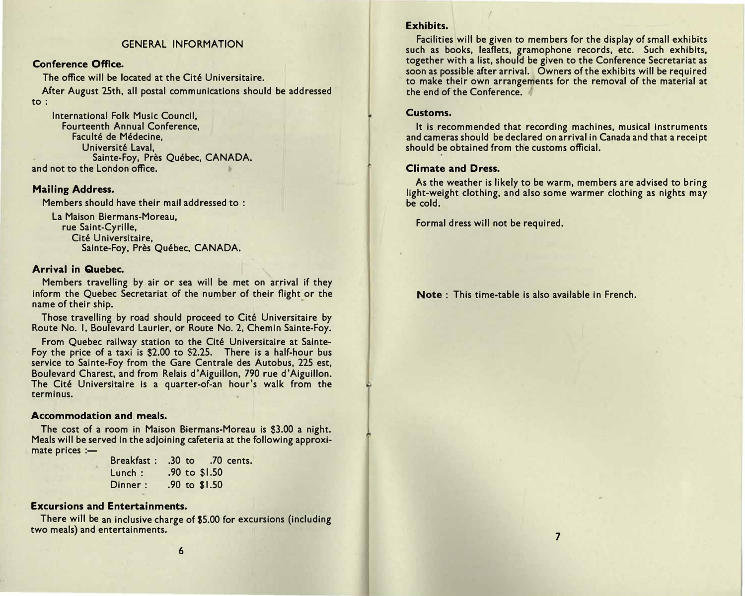## GENERAL INFORMATION

**Conference Office.**

The office will be located at the Cité Universitaire.

After August 25th, all postal communications should be addressed to :

International Folk Music Council,
Fourteenth Annual Conference,
Faculté de Médecine,
Université Laval,
Sainte-Foy, Près Québec, CANADA.

and not to the London office.

**Mailing Address.**

Members should have their mail addressed to :

La Maison Biermans-Moreau,
rue Saint-Cyrille,
Cité Universitaire,
Sainte-Foy, Près Québec, CANADA.

**Arrival in Quebec.**

Members travelling by air or sea will be met on arrival if they inform the Quebec Secretariat of the number of their flight or the name of their ship.

Those travelling by road should proceed to Cité Universitaire by Route No. 1, Boulevard Laurier, or Route No. 2, Chemin Sainte-Foy.

From Quebec railway station to the Cité Universitaire at Sainte-Foy the price of a taxi is $2.00 to $2.25. There is a half-hour bus service to Sainte-Foy from the Gare Centrale des Autobus, 225 est, Boulevard Charest, and from Relais d'Aiguillon, 790 rue d'Aiguillon. The Cité Universitaire is a quarter-of-an hour's walk from the terminus.

**Accommodation and meals.**

The cost of a room in Maison Biermans-Moreau is $3.00 a night. Meals will be served in the adjoining cafeteria at the following approximate prices :—

| | |
|---|---|
| Breakfast : | .30 to .70 cents. |
| Lunch : | .90 to $1.50 |
| Dinner : | .90 to $1.50 |

**Excursions and Entertainments.**

There will be an inclusive charge of $5.00 for excursions (including two meals) and entertainments.

**Exhibits.**

Facilities will be given to members for the display of small exhibits such as books, leaflets, gramophone records, etc. Such exhibits, together with a list, should be given to the Conference Secretariat as soon as possible after arrival. Owners of the exhibits will be required to make their own arrangements for the removal of the material at the end of the Conference.

**Customs.**

It is recommended that recording machines, musical instruments and cameras should be declared on arrival in Canada and that a receipt should be obtained from the customs official.

**Climate and Dress.**

As the weather is likely to be warm, members are advised to bring light-weight clothing, and also some warmer clothing as nights may be cold.

Formal dress will not be required.

**Note** : This time-table is also available in French.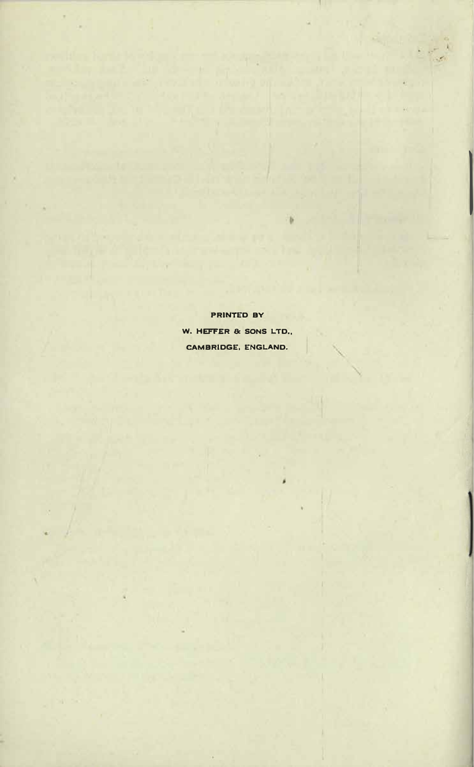PRINTED BY

W. HEFFER & SONS LTD.,

CAMBRIDGE, ENGLAND.